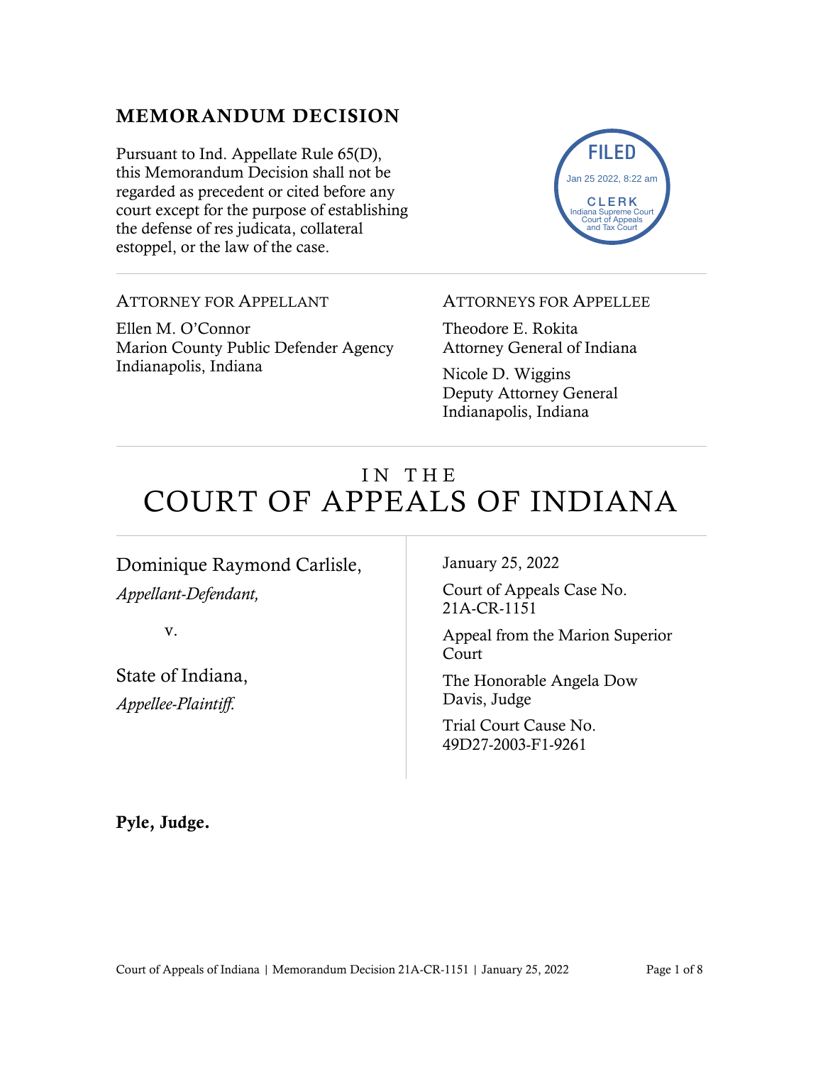# MEMORANDUM DECISION

Pursuant to Ind. Appellate Rule 65(D), this Memorandum Decision shall not be regarded as precedent or cited before any court except for the purpose of establishing the defense of res judicata, collateral estoppel, or the law of the case.

FILED
Jan 25 2022, 8:22 am
CLERK
Indiana Supreme Court
Court of Appeals
and Tax Court

---

ATTORNEY FOR APPELLANT

Ellen M. O'Connor
Marion County Public Defender Agency
Indianapolis, Indiana

ATTORNEYS FOR APPELLEE

Theodore E. Rokita
Attorney General of Indiana

Nicole D. Wiggins
Deputy Attorney General
Indianapolis, Indiana

---

# IN THE COURT OF APPEALS OF INDIANA

Dominique Raymond Carlisle,
*Appellant-Defendant,*

v.

State of Indiana,
*Appellee-Plaintiff.*

January 25, 2022

Court of Appeals Case No. 21A-CR-1151

Appeal from the Marion Superior Court

The Honorable Angela Dow Davis, Judge

Trial Court Cause No. 49D27-2003-F1-9261

**Pyle, Judge.**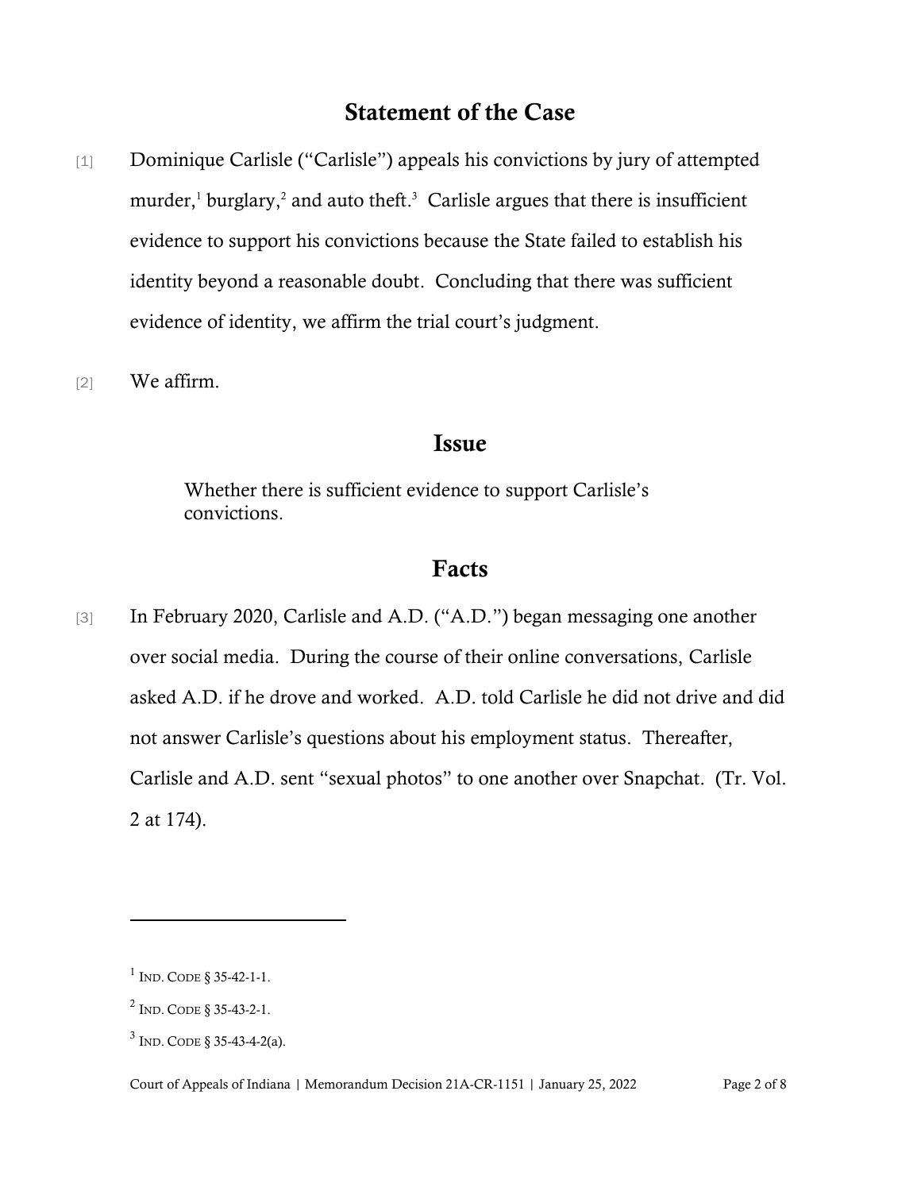## Statement of the Case

[1] Dominique Carlisle ("Carlisle") appeals his convictions by jury of attempted murder,[1] burglary,[2] and auto theft.[3] Carlisle argues that there is insufficient evidence to support his convictions because the State failed to establish his identity beyond a reasonable doubt. Concluding that there was sufficient evidence of identity, we affirm the trial court's judgment.

[2] We affirm.

## Issue

> Whether there is sufficient evidence to support Carlisle's convictions.

## Facts

[3] In February 2020, Carlisle and A.D. ("A.D.") began messaging one another over social media. During the course of their online conversations, Carlisle asked A.D. if he drove and worked. A.D. told Carlisle he did not drive and did not answer Carlisle's questions about his employment status. Thereafter, Carlisle and A.D. sent "sexual photos" to one another over Snapchat. (Tr. Vol. 2 at 174).

---

[1] IND. CODE § 35-42-1-1.

[2] IND. CODE § 35-43-2-1.

[3] IND. CODE § 35-43-4-2(a).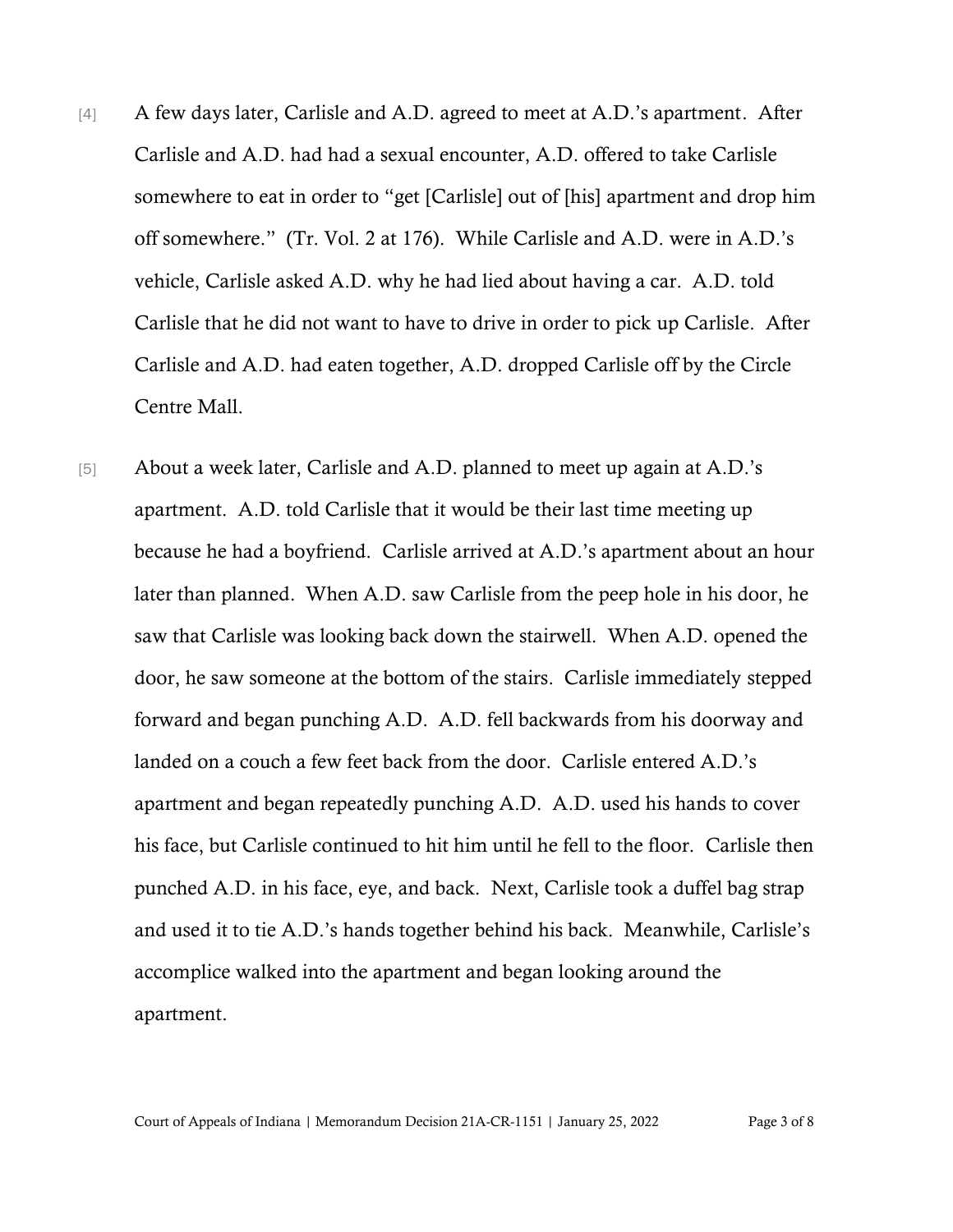[4] A few days later, Carlisle and A.D. agreed to meet at A.D.'s apartment. After Carlisle and A.D. had had a sexual encounter, A.D. offered to take Carlisle somewhere to eat in order to "get [Carlisle] out of [his] apartment and drop him off somewhere." (Tr. Vol. 2 at 176). While Carlisle and A.D. were in A.D.'s vehicle, Carlisle asked A.D. why he had lied about having a car. A.D. told Carlisle that he did not want to have to drive in order to pick up Carlisle. After Carlisle and A.D. had eaten together, A.D. dropped Carlisle off by the Circle Centre Mall.

[5] About a week later, Carlisle and A.D. planned to meet up again at A.D.'s apartment. A.D. told Carlisle that it would be their last time meeting up because he had a boyfriend. Carlisle arrived at A.D.'s apartment about an hour later than planned. When A.D. saw Carlisle from the peep hole in his door, he saw that Carlisle was looking back down the stairwell. When A.D. opened the door, he saw someone at the bottom of the stairs. Carlisle immediately stepped forward and began punching A.D. A.D. fell backwards from his doorway and landed on a couch a few feet back from the door. Carlisle entered A.D.'s apartment and began repeatedly punching A.D. A.D. used his hands to cover his face, but Carlisle continued to hit him until he fell to the floor. Carlisle then punched A.D. in his face, eye, and back. Next, Carlisle took a duffel bag strap and used it to tie A.D.'s hands together behind his back. Meanwhile, Carlisle's accomplice walked into the apartment and began looking around the apartment.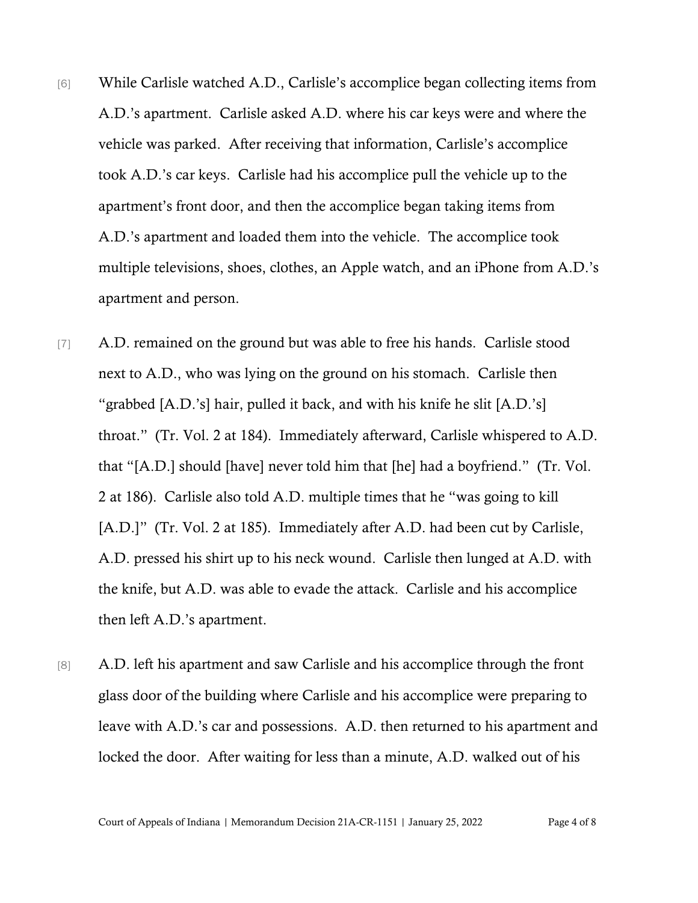[6] While Carlisle watched A.D., Carlisle's accomplice began collecting items from A.D.'s apartment. Carlisle asked A.D. where his car keys were and where the vehicle was parked. After receiving that information, Carlisle's accomplice took A.D.'s car keys. Carlisle had his accomplice pull the vehicle up to the apartment's front door, and then the accomplice began taking items from A.D.'s apartment and loaded them into the vehicle. The accomplice took multiple televisions, shoes, clothes, an Apple watch, and an iPhone from A.D.'s apartment and person.

[7] A.D. remained on the ground but was able to free his hands. Carlisle stood next to A.D., who was lying on the ground on his stomach. Carlisle then "grabbed [A.D.'s] hair, pulled it back, and with his knife he slit [A.D.'s] throat." (Tr. Vol. 2 at 184). Immediately afterward, Carlisle whispered to A.D. that "[A.D.] should [have] never told him that [he] had a boyfriend." (Tr. Vol. 2 at 186). Carlisle also told A.D. multiple times that he "was going to kill [A.D.]" (Tr. Vol. 2 at 185). Immediately after A.D. had been cut by Carlisle, A.D. pressed his shirt up to his neck wound. Carlisle then lunged at A.D. with the knife, but A.D. was able to evade the attack. Carlisle and his accomplice then left A.D.'s apartment.

[8] A.D. left his apartment and saw Carlisle and his accomplice through the front glass door of the building where Carlisle and his accomplice were preparing to leave with A.D.'s car and possessions. A.D. then returned to his apartment and locked the door. After waiting for less than a minute, A.D. walked out of his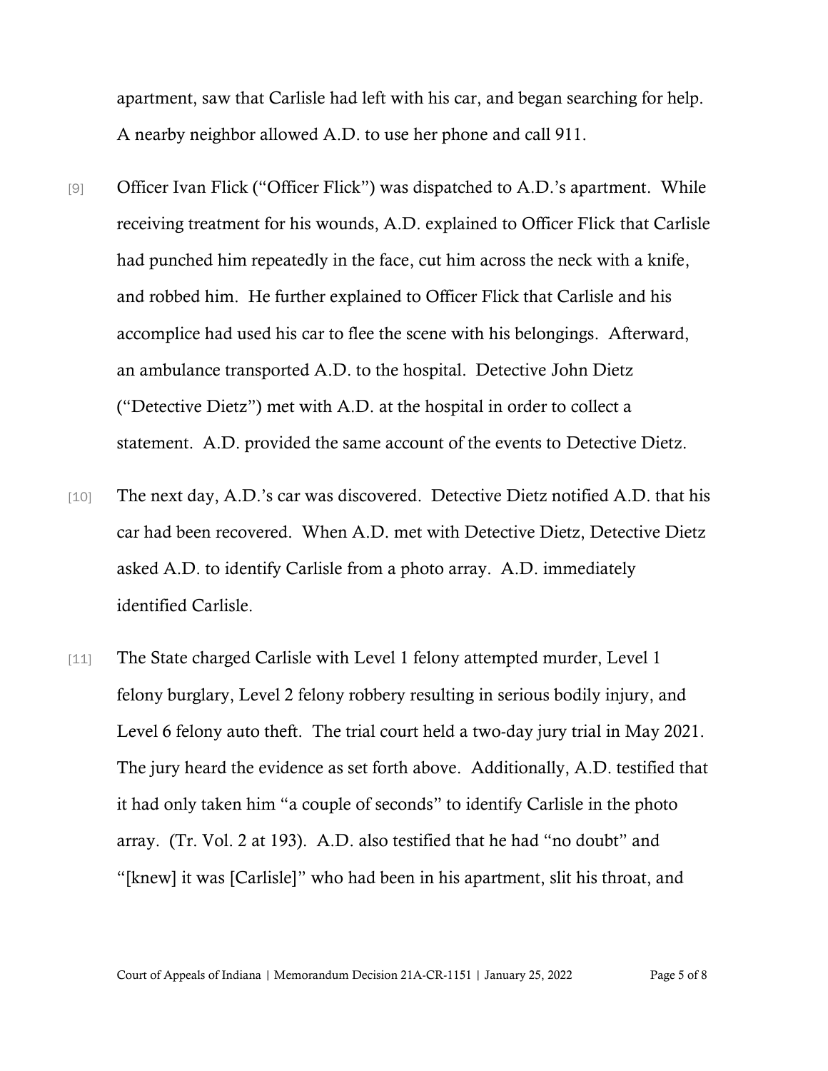apartment, saw that Carlisle had left with his car, and began searching for help. A nearby neighbor allowed A.D. to use her phone and call 911.

[9] Officer Ivan Flick ("Officer Flick") was dispatched to A.D.'s apartment. While receiving treatment for his wounds, A.D. explained to Officer Flick that Carlisle had punched him repeatedly in the face, cut him across the neck with a knife, and robbed him. He further explained to Officer Flick that Carlisle and his accomplice had used his car to flee the scene with his belongings. Afterward, an ambulance transported A.D. to the hospital. Detective John Dietz ("Detective Dietz") met with A.D. at the hospital in order to collect a statement. A.D. provided the same account of the events to Detective Dietz.

[10] The next day, A.D.'s car was discovered. Detective Dietz notified A.D. that his car had been recovered. When A.D. met with Detective Dietz, Detective Dietz asked A.D. to identify Carlisle from a photo array. A.D. immediately identified Carlisle.

[11] The State charged Carlisle with Level 1 felony attempted murder, Level 1 felony burglary, Level 2 felony robbery resulting in serious bodily injury, and Level 6 felony auto theft. The trial court held a two-day jury trial in May 2021. The jury heard the evidence as set forth above. Additionally, A.D. testified that it had only taken him "a couple of seconds" to identify Carlisle in the photo array. (Tr. Vol. 2 at 193). A.D. also testified that he had "no doubt" and "[knew] it was [Carlisle]" who had been in his apartment, slit his throat, and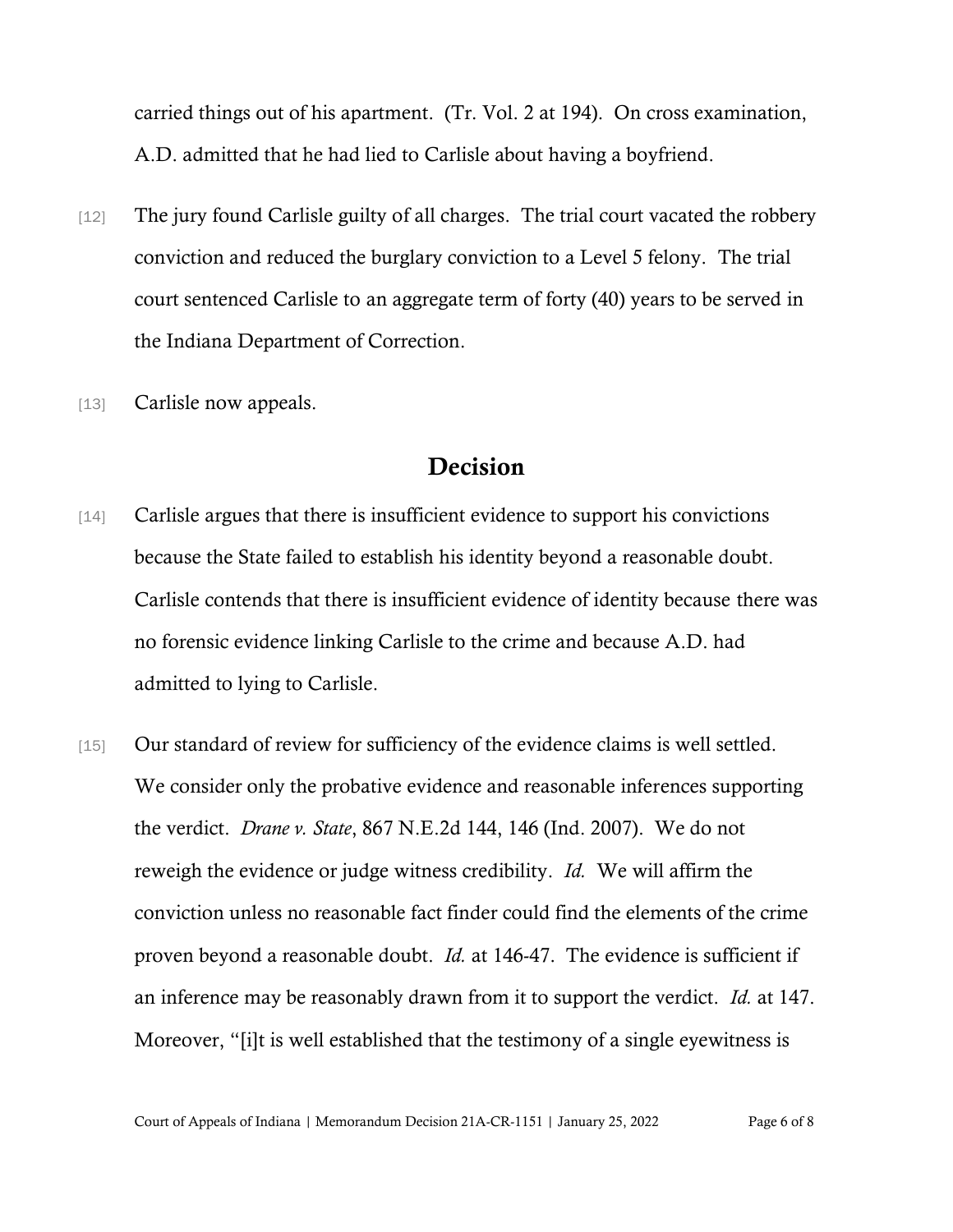carried things out of his apartment. (Tr. Vol. 2 at 194). On cross examination, A.D. admitted that he had lied to Carlisle about having a boyfriend.

[12] The jury found Carlisle guilty of all charges. The trial court vacated the robbery conviction and reduced the burglary conviction to a Level 5 felony. The trial court sentenced Carlisle to an aggregate term of forty (40) years to be served in the Indiana Department of Correction.

[13] Carlisle now appeals.

## Decision

[14] Carlisle argues that there is insufficient evidence to support his convictions because the State failed to establish his identity beyond a reasonable doubt. Carlisle contends that there is insufficient evidence of identity because there was no forensic evidence linking Carlisle to the crime and because A.D. had admitted to lying to Carlisle.

[15] Our standard of review for sufficiency of the evidence claims is well settled. We consider only the probative evidence and reasonable inferences supporting the verdict. *Drane v. State*, 867 N.E.2d 144, 146 (Ind. 2007). We do not reweigh the evidence or judge witness credibility. *Id.* We will affirm the conviction unless no reasonable fact finder could find the elements of the crime proven beyond a reasonable doubt. *Id.* at 146-47. The evidence is sufficient if an inference may be reasonably drawn from it to support the verdict. *Id.* at 147. Moreover, "[i]t is well established that the testimony of a single eyewitness is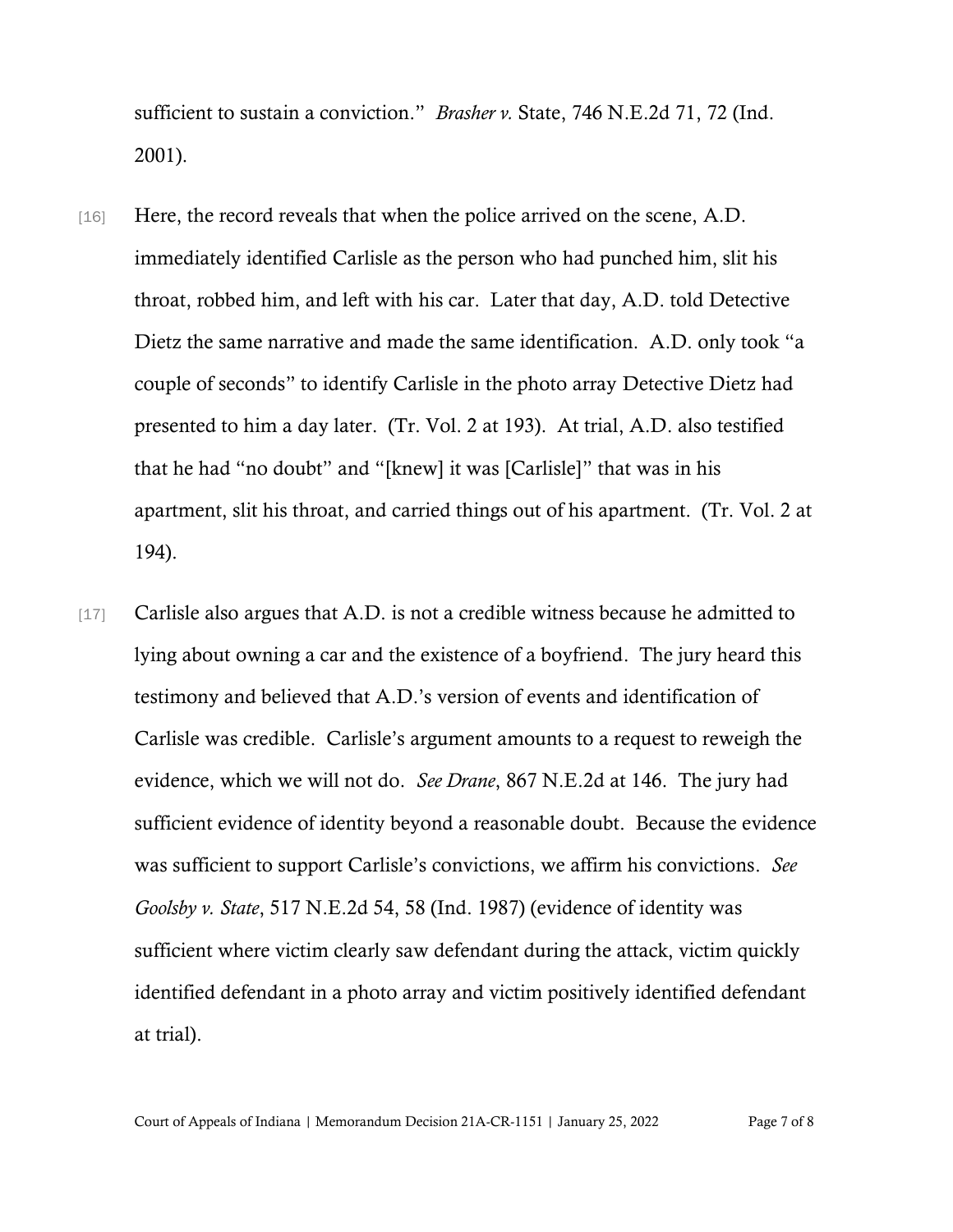sufficient to sustain a conviction." *Brasher v.* State, 746 N.E.2d 71, 72 (Ind. 2001).

[16] Here, the record reveals that when the police arrived on the scene, A.D. immediately identified Carlisle as the person who had punched him, slit his throat, robbed him, and left with his car. Later that day, A.D. told Detective Dietz the same narrative and made the same identification. A.D. only took "a couple of seconds" to identify Carlisle in the photo array Detective Dietz had presented to him a day later. (Tr. Vol. 2 at 193). At trial, A.D. also testified that he had "no doubt" and "[knew] it was [Carlisle]" that was in his apartment, slit his throat, and carried things out of his apartment. (Tr. Vol. 2 at 194).

[17] Carlisle also argues that A.D. is not a credible witness because he admitted to lying about owning a car and the existence of a boyfriend. The jury heard this testimony and believed that A.D.'s version of events and identification of Carlisle was credible. Carlisle's argument amounts to a request to reweigh the evidence, which we will not do. *See Drane*, 867 N.E.2d at 146. The jury had sufficient evidence of identity beyond a reasonable doubt. Because the evidence was sufficient to support Carlisle's convictions, we affirm his convictions. *See Goolsby v. State*, 517 N.E.2d 54, 58 (Ind. 1987) (evidence of identity was sufficient where victim clearly saw defendant during the attack, victim quickly identified defendant in a photo array and victim positively identified defendant at trial).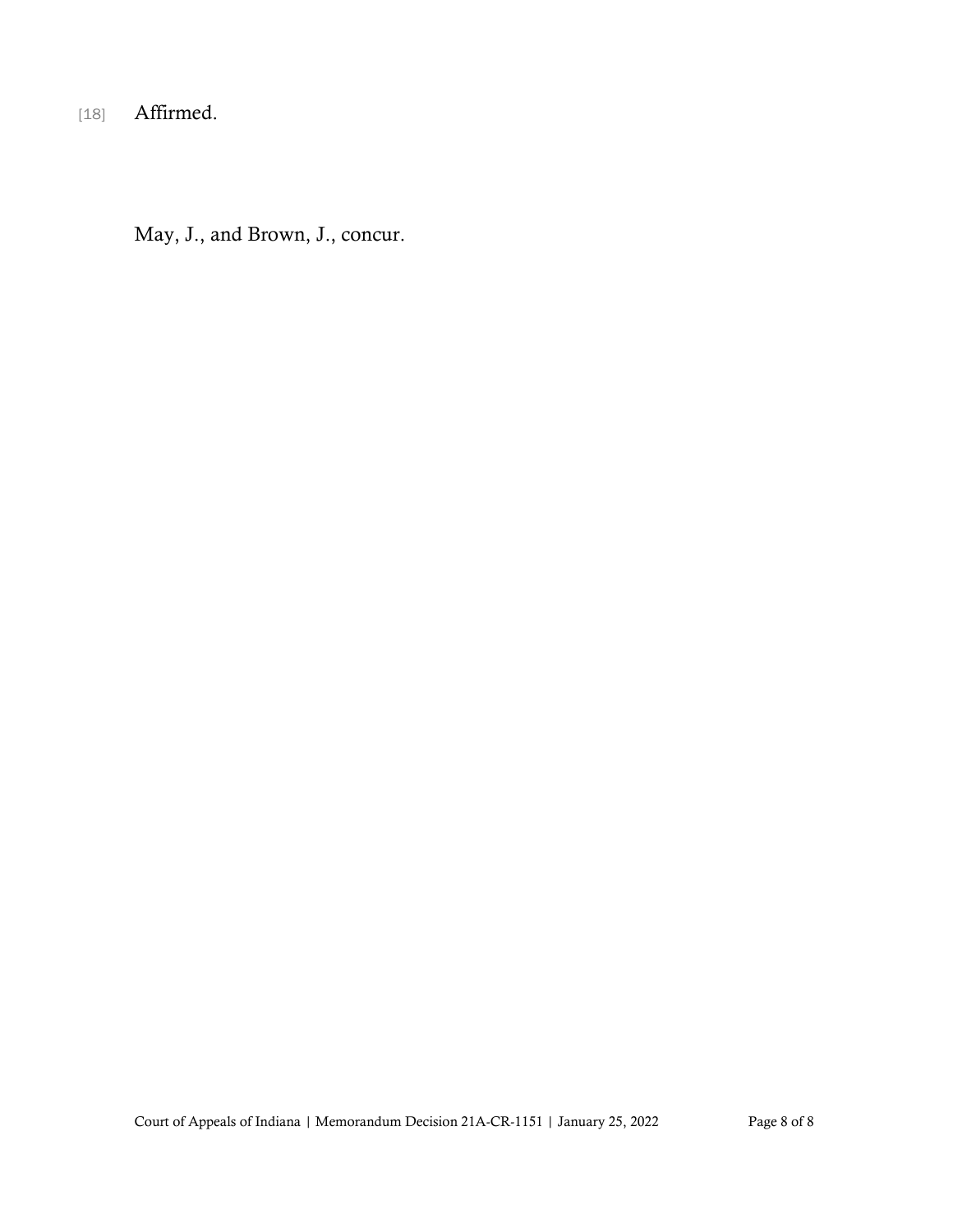[18] Affirmed.

May, J., and Brown, J., concur.